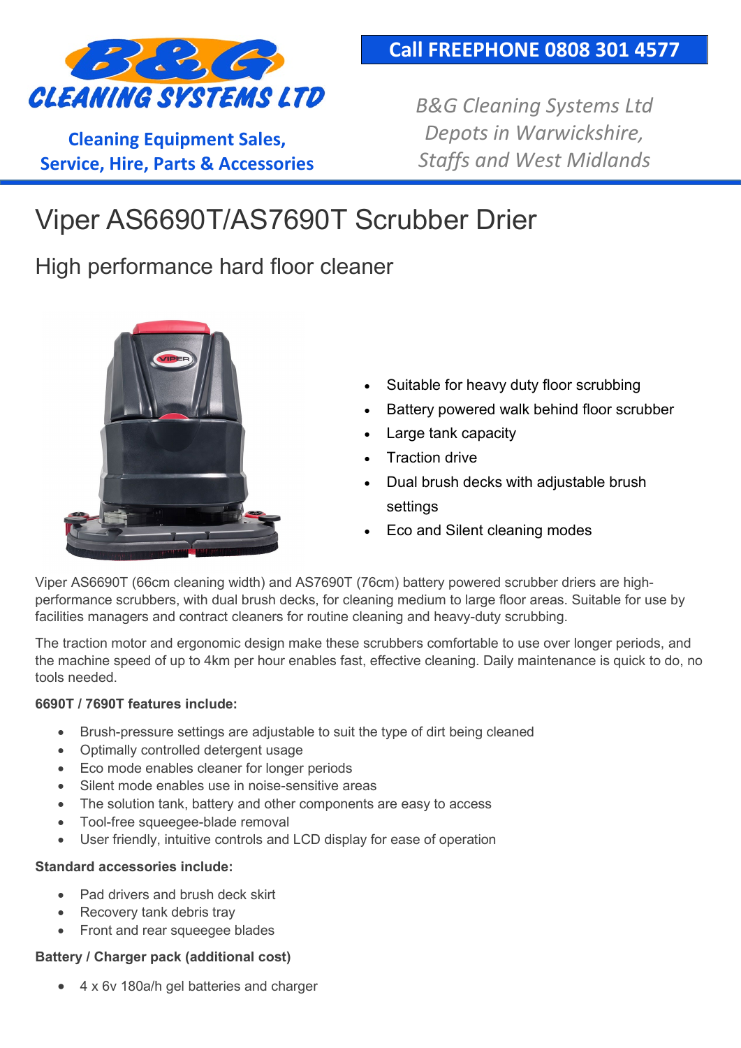**B&G CLEANING SYSTEMS LTD**

**Cleaning Equipment Sales, Service, Hire, Parts & Accessories**

**Call FREEPHONE 0808 301 4577**

*B&G Cleaning Systems Ltd Depots in Warwickshire, Staffs and West Midlands*

# Viper AS6690T/AS7690T Scrubber Drier

## High performance hard floor cleaner

- Suitable for heavy duty floor scrubbing
- Battery powered walk behind floor scrubber
- Large tank capacity
- Traction drive
- Dual brush decks with adjustable brush settings
- Eco and Silent cleaning modes

Viper AS6690T (66cm cleaning width) and AS7690T (76cm) battery powered scrubber driers are high-performance scrubbers, with dual brush decks, for cleaning medium to large floor areas. Suitable for use by facilities managers and contract cleaners for routine cleaning and heavy-duty scrubbing.

The traction motor and ergonomic design make these scrubbers comfortable to use over longer periods, and the machine speed of up to 4km per hour enables fast, effective cleaning. Daily maintenance is quick to do, no tools needed.

**6690T / 7690T features include:**

- Brush-pressure settings are adjustable to suit the type of dirt being cleaned
- Optimally controlled detergent usage
- Eco mode enables cleaner for longer periods
- Silent mode enables use in noise-sensitive areas
- The solution tank, battery and other components are easy to access
- Tool-free squeegee-blade removal
- User friendly, intuitive controls and LCD display for ease of operation

**Standard accessories include:**

- Pad drivers and brush deck skirt
- Recovery tank debris tray
- Front and rear squeegee blades

**Battery / Charger pack (additional cost)**

- 4 x 6v 180a/h gel batteries and charger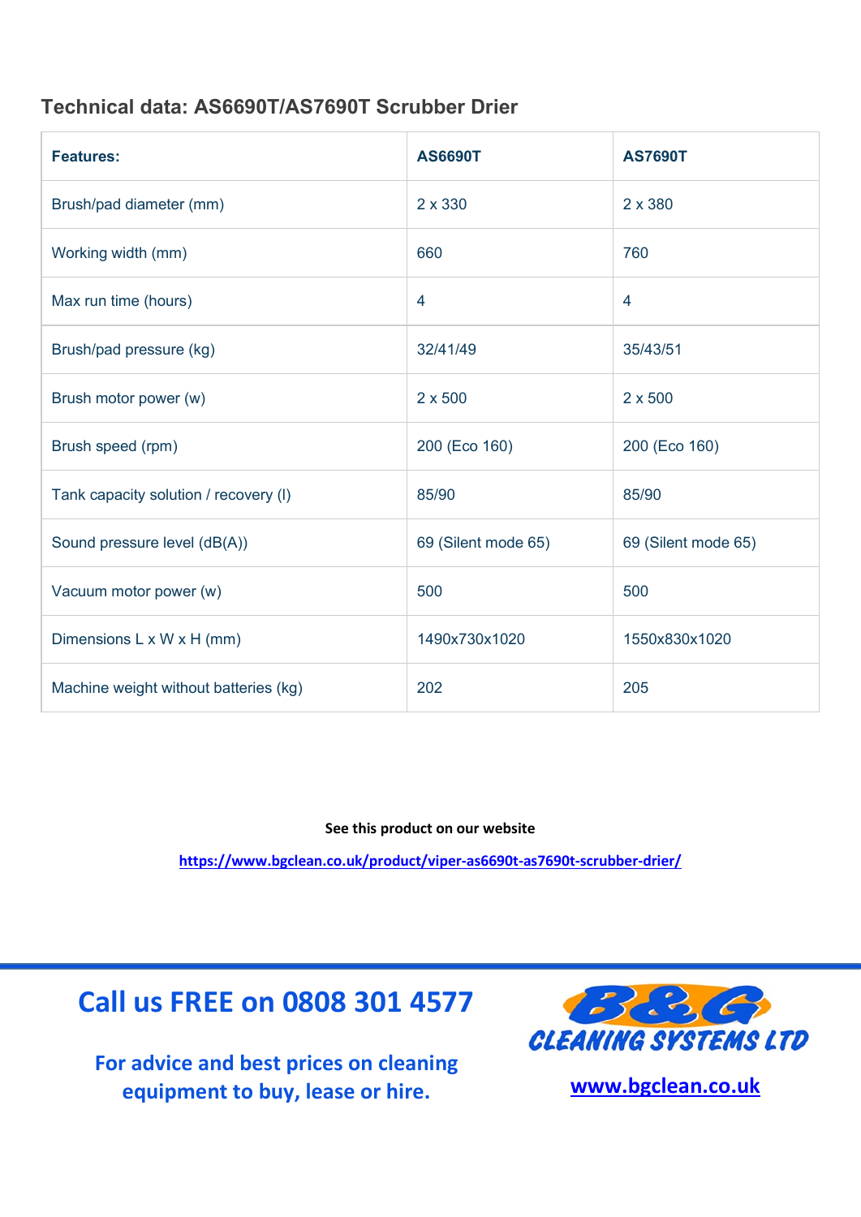## Technical data: AS6690T/AS7690T Scrubber Drier

| Features: | AS6690T | AS7690T |
|---|---|---|
| Brush/pad diameter (mm) | 2 x 330 | 2 x 380 |
| Working width (mm) | 660 | 760 |
| Max run time (hours) | 4 | 4 |
| Brush/pad pressure (kg) | 32/41/49 | 35/43/51 |
| Brush motor power (w) | 2 x 500 | 2 x 500 |
| Brush speed (rpm) | 200 (Eco 160) | 200 (Eco 160) |
| Tank capacity solution / recovery (l) | 85/90 | 85/90 |
| Sound pressure level (dB(A)) | 69 (Silent mode 65) | 69 (Silent mode 65) |
| Vacuum motor power (w) | 500 | 500 |
| Dimensions L x W x H (mm) | 1490x730x1020 | 1550x830x1020 |
| Machine weight without batteries (kg) | 202 | 205 |

**See this product on our website**

https://www.bgclean.co.uk/product/viper-as6690t-as7690t-scrubber-drier/

**Call us FREE on 0808 301 4577**

**For advice and best prices on cleaning equipment to buy, lease or hire.**

B&G CLEANING SYSTEMS LTD

www.bgclean.co.uk